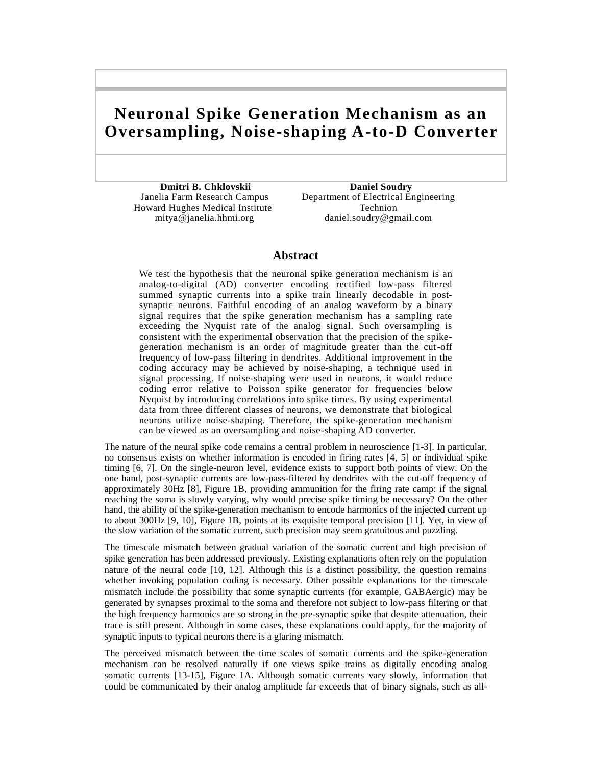# Neuronal Spike Generation Mechanism as an Oversampling, Noise-shaping A-to-D Converter

**Dmitri B. Chklovskii**
Janelia Farm Research Campus
Howard Hughes Medical Institute
mitya@janelia.hhmi.org

**Daniel Soudry**
Department of Electrical Engineering
Technion
daniel.soudry@gmail.com

## Abstract

We test the hypothesis that the neuronal spike generation mechanism is an analog-to-digital (AD) converter encoding rectified low-pass filtered summed synaptic currents into a spike train linearly decodable in post-synaptic neurons. Faithful encoding of an analog waveform by a binary signal requires that the spike generation mechanism has a sampling rate exceeding the Nyquist rate of the analog signal. Such oversampling is consistent with the experimental observation that the precision of the spike-generation mechanism is an order of magnitude greater than the cut-off frequency of low-pass filtering in dendrites. Additional improvement in the coding accuracy may be achieved by noise-shaping, a technique used in signal processing. If noise-shaping were used in neurons, it would reduce coding error relative to Poisson spike generator for frequencies below Nyquist by introducing correlations into spike times. By using experimental data from three different classes of neurons, we demonstrate that biological neurons utilize noise-shaping. Therefore, the spike-generation mechanism can be viewed as an oversampling and noise-shaping AD converter.

The nature of the neural spike code remains a central problem in neuroscience [1-3]. In particular, no consensus exists on whether information is encoded in firing rates [4, 5] or individual spike timing [6, 7]. On the single-neuron level, evidence exists to support both points of view. On the one hand, post-synaptic currents are low-pass-filtered by dendrites with the cut-off frequency of approximately 30Hz [8], Figure 1B, providing ammunition for the firing rate camp: if the signal reaching the soma is slowly varying, why would precise spike timing be necessary? On the other hand, the ability of the spike-generation mechanism to encode harmonics of the injected current up to about 300Hz [9, 10], Figure 1B, points at its exquisite temporal precision [11]. Yet, in view of the slow variation of the somatic current, such precision may seem gratuitous and puzzling.

The timescale mismatch between gradual variation of the somatic current and high precision of spike generation has been addressed previously. Existing explanations often rely on the population nature of the neural code [10, 12]. Although this is a distinct possibility, the question remains whether invoking population coding is necessary. Other possible explanations for the timescale mismatch include the possibility that some synaptic currents (for example, GABAergic) may be generated by synapses proximal to the soma and therefore not subject to low-pass filtering or that the high frequency harmonics are so strong in the pre-synaptic spike that despite attenuation, their trace is still present. Although in some cases, these explanations could apply, for the majority of synaptic inputs to typical neurons there is a glaring mismatch.

The perceived mismatch between the time scales of somatic currents and the spike-generation mechanism can be resolved naturally if one views spike trains as digitally encoding analog somatic currents [13-15], Figure 1A. Although somatic currents vary slowly, information that could be communicated by their analog amplitude far exceeds that of binary signals, such as all-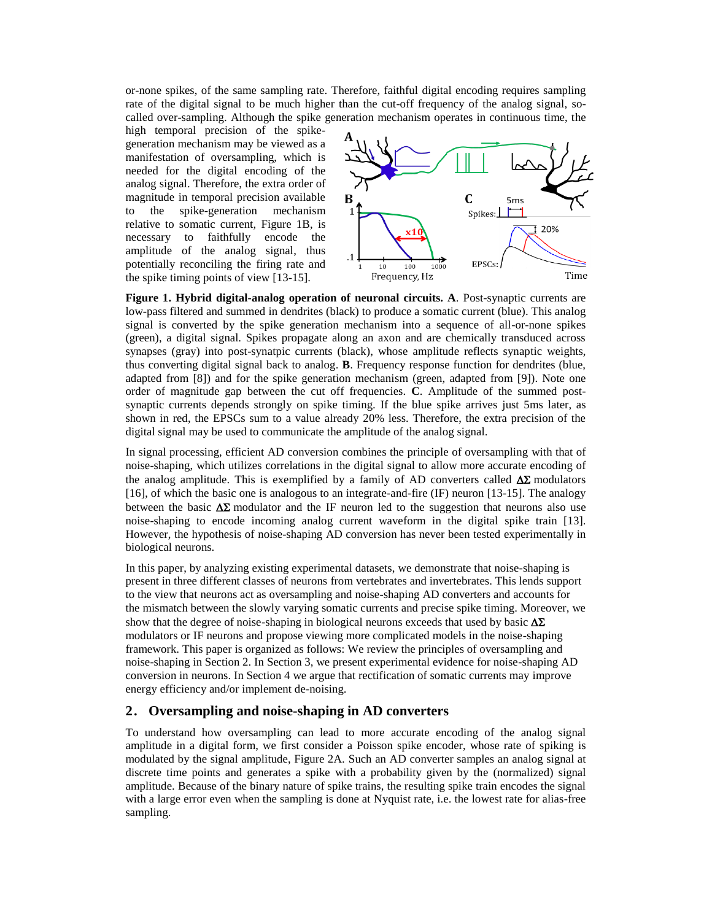or-none spikes, of the same sampling rate. Therefore, faithful digital encoding requires sampling rate of the digital signal to be much higher than the cut-off frequency of the analog signal, so-called over-sampling. Although the spike generation mechanism operates in continuous time, the high temporal precision of the spike-generation mechanism may be viewed as a manifestation of oversampling, which is needed for the digital encoding of the analog signal. Therefore, the extra order of magnitude in temporal precision available to the spike-generation mechanism relative to somatic current, Figure 1B, is necessary to faithfully encode the amplitude of the analog signal, thus potentially reconciling the firing rate and the spike timing points of view [13-15].

**Figure 1. Hybrid digital-analog operation of neuronal circuits. A**. Post-synaptic currents are low-pass filtered and summed in dendrites (black) to produce a somatic current (blue). This analog signal is converted by the spike generation mechanism into a sequence of all-or-none spikes (green), a digital signal. Spikes propagate along an axon and are chemically transduced across synapses (gray) into post-synatpic currents (black), whose amplitude reflects synaptic weights, thus converting digital signal back to analog. **B**. Frequency response function for dendrites (blue, adapted from [8]) and for the spike generation mechanism (green, adapted from [9]). Note one order of magnitude gap between the cut off frequencies. **C**. Amplitude of the summed post-synaptic currents depends strongly on spike timing. If the blue spike arrives just 5ms later, as shown in red, the EPSCs sum to a value already 20% less. Therefore, the extra precision of the digital signal may be used to communicate the amplitude of the analog signal.

In signal processing, efficient AD conversion combines the principle of oversampling with that of noise-shaping, which utilizes correlations in the digital signal to allow more accurate encoding of the analog amplitude. This is exemplified by a family of AD converters called $\Delta\Sigma$ modulators [16], of which the basic one is analogous to an integrate-and-fire (IF) neuron [13-15]. The analogy between the basic $\Delta\Sigma$ modulator and the IF neuron led to the suggestion that neurons also use noise-shaping to encode incoming analog current waveform in the digital spike train [13]. However, the hypothesis of noise-shaping AD conversion has never been tested experimentally in biological neurons.

In this paper, by analyzing existing experimental datasets, we demonstrate that noise-shaping is present in three different classes of neurons from vertebrates and invertebrates. This lends support to the view that neurons act as oversampling and noise-shaping AD converters and accounts for the mismatch between the slowly varying somatic currents and precise spike timing. Moreover, we show that the degree of noise-shaping in biological neurons exceeds that used by basic $\Delta\Sigma$ modulators or IF neurons and propose viewing more complicated models in the noise-shaping framework. This paper is organized as follows: We review the principles of oversampling and noise-shaping in Section 2. In Section 3, we present experimental evidence for noise-shaping AD conversion in neurons. In Section 4 we argue that rectification of somatic currents may improve energy efficiency and/or implement de-noising.

## 2. Oversampling and noise-shaping in AD converters

To understand how oversampling can lead to more accurate encoding of the analog signal amplitude in a digital form, we first consider a Poisson spike encoder, whose rate of spiking is modulated by the signal amplitude, Figure 2A. Such an AD converter samples an analog signal at discrete time points and generates a spike with a probability given by the (normalized) signal amplitude. Because of the binary nature of spike trains, the resulting spike train encodes the signal with a large error even when the sampling is done at Nyquist rate, i.e. the lowest rate for alias-free sampling.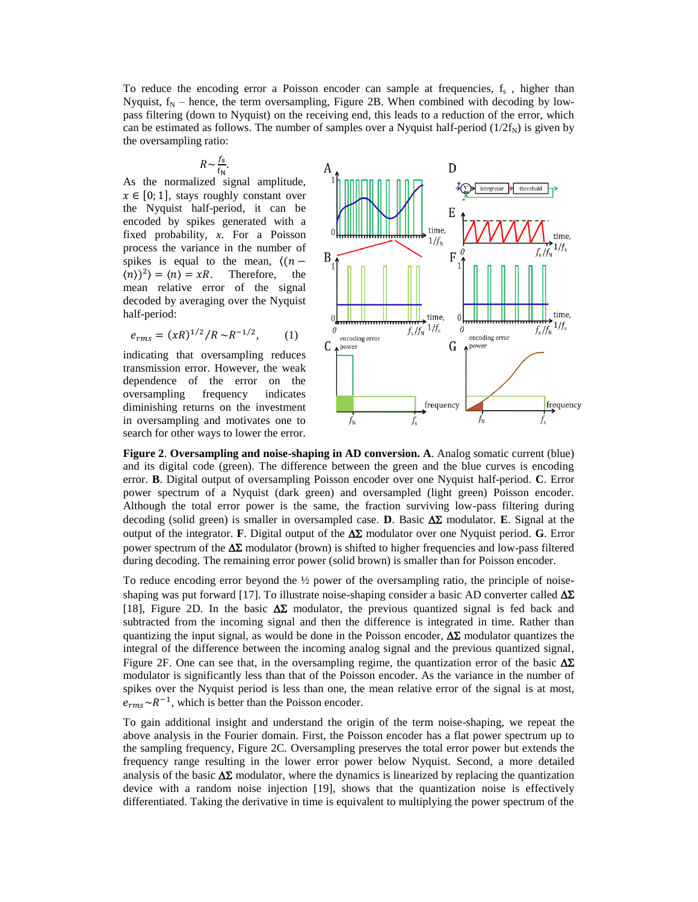To reduce the encoding error a Poisson encoder can sample at frequencies, $f_s$ , higher than Nyquist, $f_N$ – hence, the term oversampling, Figure 2B. When combined with decoding by low-pass filtering (down to Nyquist) on the receiving end, this leads to a reduction of the error, which can be estimated as follows. The number of samples over a Nyquist half-period ($1/2f_N$) is given by the oversampling ratio:

$$R \sim \frac{f_s}{f_N}.$$

As the normalized signal amplitude, $x \in [0;1]$, stays roughly constant over the Nyquist half-period, it can be encoded by spikes generated with a fixed probability, $x$. For a Poisson process the variance in the number of spikes is equal to the mean, $\langle (n - \langle n \rangle)^2 \rangle = \langle n \rangle = xR$. Therefore, the mean relative error of the signal decoded by averaging over the Nyquist half-period:

$$e_{rms} = (xR)^{1/2}/R \sim R^{-1/2}, \qquad (1)$$

indicating that oversampling reduces transmission error. However, the weak dependence of the error on the oversampling frequency indicates diminishing returns on the investment in oversampling and motivates one to search for other ways to lower the error.

**Figure 2**. **Oversampling and noise-shaping in AD conversion. A**. Analog somatic current (blue) and its digital code (green). The difference between the green and the blue curves is encoding error. **B**. Digital output of oversampling Poisson encoder over one Nyquist half-period. **C**. Error power spectrum of a Nyquist (dark green) and oversampled (light green) Poisson encoder. Although the total error power is the same, the fraction surviving low-pass filtering during decoding (solid green) is smaller in oversampled case. **D**. Basic **ΔΣ** modulator. **E**. Signal at the output of the integrator. **F**. Digital output of the **ΔΣ** modulator over one Nyquist period. **G**. Error power spectrum of the **ΔΣ** modulator (brown) is shifted to higher frequencies and low-pass filtered during decoding. The remaining error power (solid brown) is smaller than for Poisson encoder.

To reduce encoding error beyond the ½ power of the oversampling ratio, the principle of noise-shaping was put forward [17]. To illustrate noise-shaping consider a basic AD converter called **ΔΣ** [18], Figure 2D. In the basic **ΔΣ** modulator, the previous quantized signal is fed back and subtracted from the incoming signal and then the difference is integrated in time. Rather than quantizing the input signal, as would be done in the Poisson encoder, **ΔΣ** modulator quantizes the integral of the difference between the incoming analog signal and the previous quantized signal, Figure 2F. One can see that, in the oversampling regime, the quantization error of the basic **ΔΣ** modulator is significantly less than that of the Poisson encoder. As the variance in the number of spikes over the Nyquist period is less than one, the mean relative error of the signal is at most, $e_{rms} \sim R^{-1}$, which is better than the Poisson encoder.

To gain additional insight and understand the origin of the term noise-shaping, we repeat the above analysis in the Fourier domain. First, the Poisson encoder has a flat power spectrum up to the sampling frequency, Figure 2C. Oversampling preserves the total error power but extends the frequency range resulting in the lower error power below Nyquist. Second, a more detailed analysis of the basic **ΔΣ** modulator, where the dynamics is linearized by replacing the quantization device with a random noise injection [19], shows that the quantization noise is effectively differentiated. Taking the derivative in time is equivalent to multiplying the power spectrum of the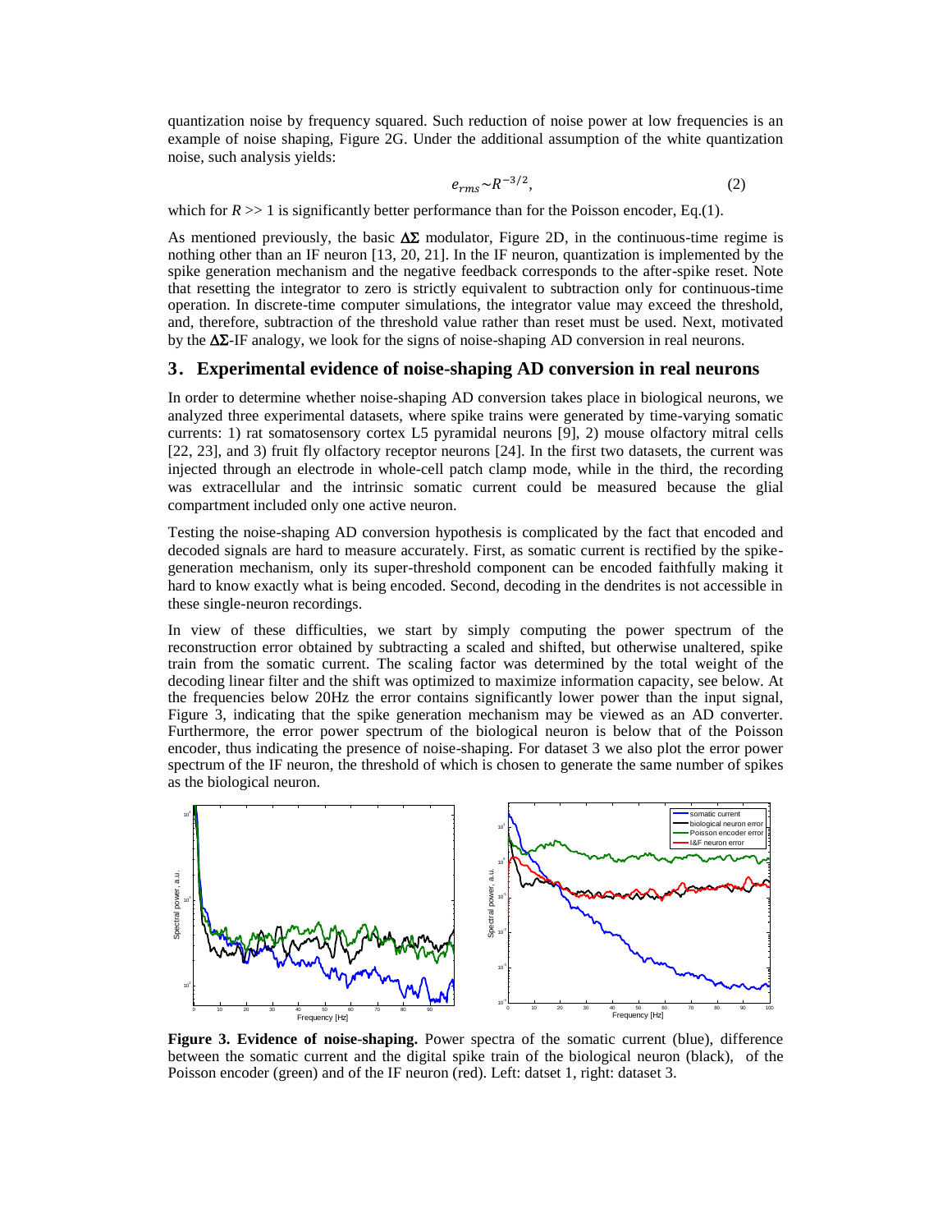quantization noise by frequency squared. Such reduction of noise power at low frequencies is an example of noise shaping, Figure 2G. Under the additional assumption of the white quantization noise, such analysis yields:

$$e_{rms} \sim R^{-3/2}, \tag{2}$$

which for $R >> 1$ is significantly better performance than for the Poisson encoder, Eq.(1).

As mentioned previously, the basic $\Delta\Sigma$ modulator, Figure 2D, in the continuous-time regime is nothing other than an IF neuron [13, 20, 21]. In the IF neuron, quantization is implemented by the spike generation mechanism and the negative feedback corresponds to the after-spike reset. Note that resetting the integrator to zero is strictly equivalent to subtraction only for continuous-time operation. In discrete-time computer simulations, the integrator value may exceed the threshold, and, therefore, subtraction of the threshold value rather than reset must be used. Next, motivated by the $\Delta\Sigma$-IF analogy, we look for the signs of noise-shaping AD conversion in real neurons.

## 3. Experimental evidence of noise-shaping AD conversion in real neurons

In order to determine whether noise-shaping AD conversion takes place in biological neurons, we analyzed three experimental datasets, where spike trains were generated by time-varying somatic currents: 1) rat somatosensory cortex L5 pyramidal neurons [9], 2) mouse olfactory mitral cells [22, 23], and 3) fruit fly olfactory receptor neurons [24]. In the first two datasets, the current was injected through an electrode in whole-cell patch clamp mode, while in the third, the recording was extracellular and the intrinsic somatic current could be measured because the glial compartment included only one active neuron.

Testing the noise-shaping AD conversion hypothesis is complicated by the fact that encoded and decoded signals are hard to measure accurately. First, as somatic current is rectified by the spike-generation mechanism, only its super-threshold component can be encoded faithfully making it hard to know exactly what is being encoded. Second, decoding in the dendrites is not accessible in these single-neuron recordings.

In view of these difficulties, we start by simply computing the power spectrum of the reconstruction error obtained by subtracting a scaled and shifted, but otherwise unaltered, spike train from the somatic current. The scaling factor was determined by the total weight of the decoding linear filter and the shift was optimized to maximize information capacity, see below. At the frequencies below 20Hz the error contains significantly lower power than the input signal, Figure 3, indicating that the spike generation mechanism may be viewed as an AD converter. Furthermore, the error power spectrum of the biological neuron is below that of the Poisson encoder, thus indicating the presence of noise-shaping. For dataset 3 we also plot the error power spectrum of the IF neuron, the threshold of which is chosen to generate the same number of spikes as the biological neuron.

**Figure 3. Evidence of noise-shaping.** Power spectra of the somatic current (blue), difference between the somatic current and the digital spike train of the biological neuron (black), of the Poisson encoder (green) and of the IF neuron (red). Left: datset 1, right: dataset 3.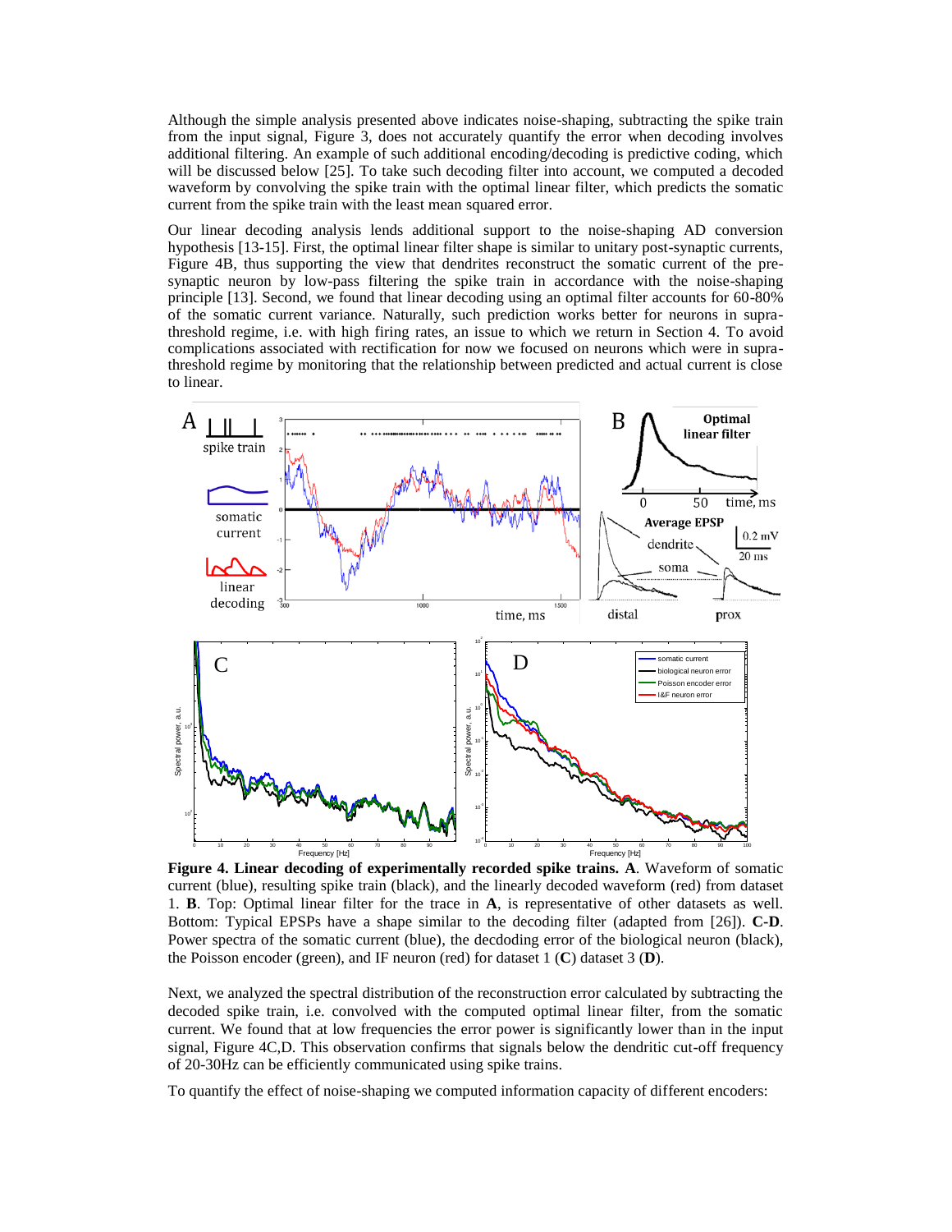Although the simple analysis presented above indicates noise-shaping, subtracting the spike train from the input signal, Figure 3, does not accurately quantify the error when decoding involves additional filtering. An example of such additional encoding/decoding is predictive coding, which will be discussed below [25]. To take such decoding filter into account, we computed a decoded waveform by convolving the spike train with the optimal linear filter, which predicts the somatic current from the spike train with the least mean squared error.

Our linear decoding analysis lends additional support to the noise-shaping AD conversion hypothesis [13-15]. First, the optimal linear filter shape is similar to unitary post-synaptic currents, Figure 4B, thus supporting the view that dendrites reconstruct the somatic current of the pre-synaptic neuron by low-pass filtering the spike train in accordance with the noise-shaping principle [13]. Second, we found that linear decoding using an optimal filter accounts for 60-80% of the somatic current variance. Naturally, such prediction works better for neurons in supra-threshold regime, i.e. with high firing rates, an issue to which we return in Section 4. To avoid complications associated with rectification for now we focused on neurons which were in supra-threshold regime by monitoring that the relationship between predicted and actual current is close to linear.

**Figure 4. Linear decoding of experimentally recorded spike trains. A**. Waveform of somatic current (blue), resulting spike train (black), and the linearly decoded waveform (red) from dataset 1. **B**. Top: Optimal linear filter for the trace in **A**, is representative of other datasets as well. Bottom: Typical EPSPs have a shape similar to the decoding filter (adapted from [26]). **C-D**. Power spectra of the somatic current (blue), the decdoding error of the biological neuron (black), the Poisson encoder (green), and IF neuron (red) for dataset 1 (**C**) dataset 3 (**D**).

Next, we analyzed the spectral distribution of the reconstruction error calculated by subtracting the decoded spike train, i.e. convolved with the computed optimal linear filter, from the somatic current. We found that at low frequencies the error power is significantly lower than in the input signal, Figure 4C,D. This observation confirms that signals below the dendritic cut-off frequency of 20-30Hz can be efficiently communicated using spike trains.

To quantify the effect of noise-shaping we computed information capacity of different encoders: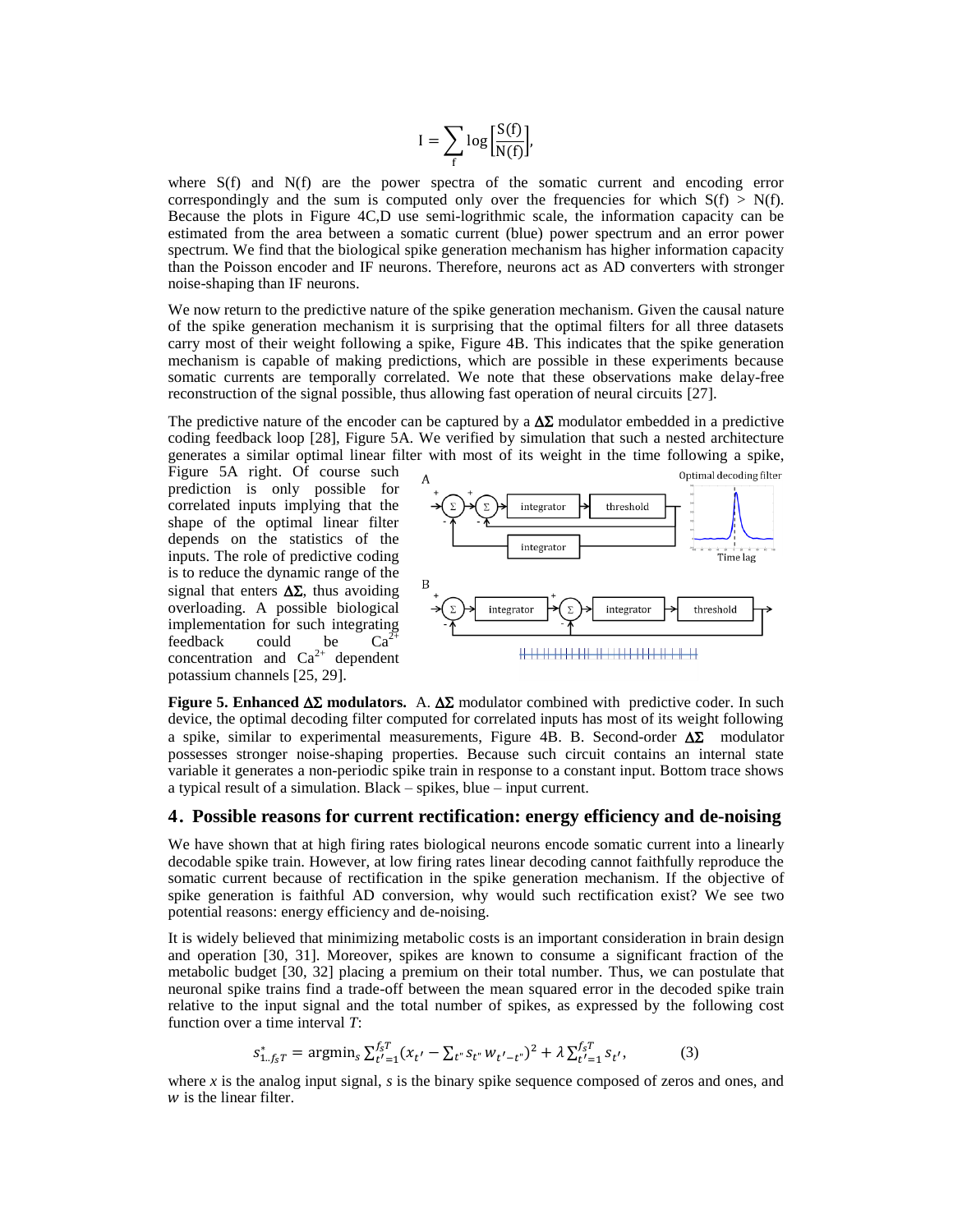$$I = \sum_f \log\left[\frac{S(f)}{N(f)}\right],$$

where S(f) and N(f) are the power spectra of the somatic current and encoding error correspondingly and the sum is computed only over the frequencies for which S(f) > N(f). Because the plots in Figure 4C,D use semi-logrithmic scale, the information capacity can be estimated from the area between a somatic current (blue) power spectrum and an error power spectrum. We find that the biological spike generation mechanism has higher information capacity than the Poisson encoder and IF neurons. Therefore, neurons act as AD converters with stronger noise-shaping than IF neurons.

We now return to the predictive nature of the spike generation mechanism. Given the causal nature of the spike generation mechanism it is surprising that the optimal filters for all three datasets carry most of their weight following a spike, Figure 4B. This indicates that the spike generation mechanism is capable of making predictions, which are possible in these experiments because somatic currents are temporally correlated. We note that these observations make delay-free reconstruction of the signal possible, thus allowing fast operation of neural circuits [27].

The predictive nature of the encoder can be captured by a $\Delta\Sigma$ modulator embedded in a predictive coding feedback loop [28], Figure 5A. We verified by simulation that such a nested architecture generates a similar optimal linear filter with most of its weight in the time following a spike, Figure 5A right. Of course such prediction is only possible for correlated inputs implying that the shape of the optimal linear filter depends on the statistics of the inputs. The role of predictive coding is to reduce the dynamic range of the signal that enters $\Delta\Sigma$, thus avoiding overloading. A possible biological implementation for such integrating feedback could be $Ca^{2+}$ concentration and $Ca^{2+}$ dependent potassium channels [25, 29].

**Figure 5. Enhanced $\Delta\Sigma$ modulators.** A. $\Delta\Sigma$ modulator combined with predictive coder. In such device, the optimal decoding filter computed for correlated inputs has most of its weight following a spike, similar to experimental measurements, Figure 4B. B. Second-order $\Delta\Sigma$ modulator possesses stronger noise-shaping properties. Because such circuit contains an internal state variable it generates a non-periodic spike train in response to a constant input. Bottom trace shows a typical result of a simulation. Black – spikes, blue – input current.

## 4. Possible reasons for current rectification: energy efficiency and de-noising

We have shown that at high firing rates biological neurons encode somatic current into a linearly decodable spike train. However, at low firing rates linear decoding cannot faithfully reproduce the somatic current because of rectification in the spike generation mechanism. If the objective of spike generation is faithful AD conversion, why would such rectification exist? We see two potential reasons: energy efficiency and de-noising.

It is widely believed that minimizing metabolic costs is an important consideration in brain design and operation [30, 31]. Moreover, spikes are known to consume a significant fraction of the metabolic budget [30, 32] placing a premium on their total number. Thus, we can postulate that neuronal spike trains find a trade-off between the mean squared error in the decoded spike train relative to the input signal and the total number of spikes, as expressed by the following cost function over a time interval *T*:

$$s^*_{1..f_sT} = \mathrm{argmin}_s \sum_{t'=1}^{f_sT}\left(x_{t'} - \sum_{t''} s_{t''} w_{t'-t''}\right)^2 + \lambda \sum_{t'=1}^{f_sT} s_{t'}, \qquad (3)$$

where *x* is the analog input signal, *s* is the binary spike sequence composed of zeros and ones, and *w* is the linear filter.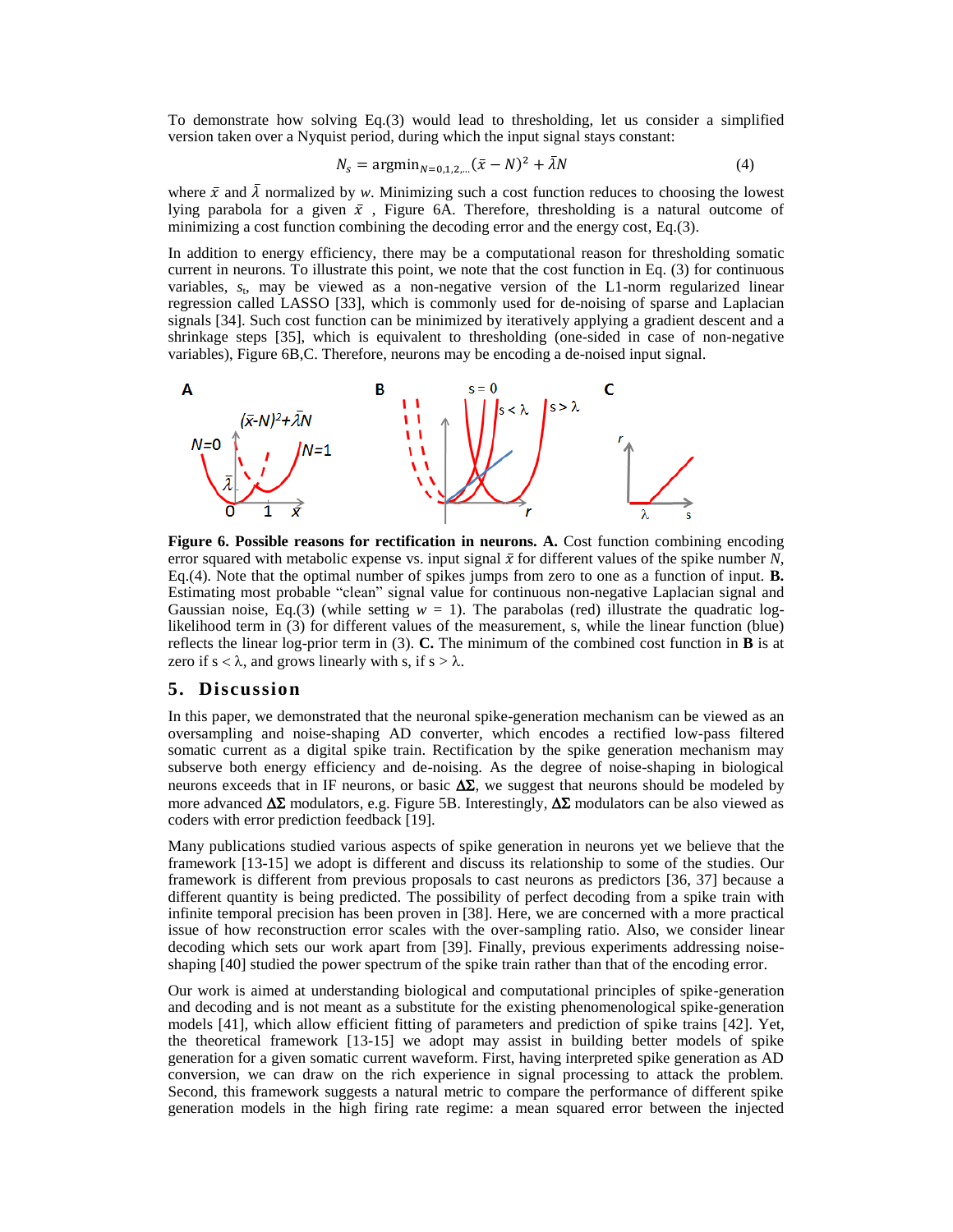To demonstrate how solving Eq.(3) would lead to thresholding, let us consider a simplified version taken over a Nyquist period, during which the input signal stays constant:

$$N_s = \text{argmin}_{N=0,1,2,\ldots}(\bar{x} - N)^2 + \bar{\lambda}N \tag{4}$$

where $\bar{x}$ and $\bar{\lambda}$ normalized by $w$. Minimizing such a cost function reduces to choosing the lowest lying parabola for a given $\bar{x}$ , Figure 6A. Therefore, thresholding is a natural outcome of minimizing a cost function combining the decoding error and the energy cost, Eq.(3).

In addition to energy efficiency, there may be a computational reason for thresholding somatic current in neurons. To illustrate this point, we note that the cost function in Eq. (3) for continuous variables, $s_t$, may be viewed as a non-negative version of the L1-norm regularized linear regression called LASSO [33], which is commonly used for de-noising of sparse and Laplacian signals [34]. Such cost function can be minimized by iteratively applying a gradient descent and a shrinkage steps [35], which is equivalent to thresholding (one-sided in case of non-negative variables), Figure 6B,C. Therefore, neurons may be encoding a de-noised input signal.

**Figure 6. Possible reasons for rectification in neurons. A.** Cost function combining encoding error squared with metabolic expense vs. input signal $\bar{x}$ for different values of the spike number $N$, Eq.(4). Note that the optimal number of spikes jumps from zero to one as a function of input. **B.** Estimating most probable "clean" signal value for continuous non-negative Laplacian signal and Gaussian noise, Eq.(3) (while setting $w = 1$). The parabolas (red) illustrate the quadratic log-likelihood term in (3) for different values of the measurement, s, while the linear function (blue) reflects the linear log-prior term in (3). **C.** The minimum of the combined cost function in **B** is at zero if $s < \lambda$, and grows linearly with s, if $s > \lambda$.

## 5. Discussion

In this paper, we demonstrated that the neuronal spike-generation mechanism can be viewed as an oversampling and noise-shaping AD converter, which encodes a rectified low-pass filtered somatic current as a digital spike train. Rectification by the spike generation mechanism may subserve both energy efficiency and de-noising. As the degree of noise-shaping in biological neurons exceeds that in IF neurons, or basic **ΔΣ**, we suggest that neurons should be modeled by more advanced **ΔΣ** modulators, e.g. Figure 5B. Interestingly, **ΔΣ** modulators can be also viewed as coders with error prediction feedback [19].

Many publications studied various aspects of spike generation in neurons yet we believe that the framework [13-15] we adopt is different and discuss its relationship to some of the studies. Our framework is different from previous proposals to cast neurons as predictors [36, 37] because a different quantity is being predicted. The possibility of perfect decoding from a spike train with infinite temporal precision has been proven in [38]. Here, we are concerned with a more practical issue of how reconstruction error scales with the over-sampling ratio. Also, we consider linear decoding which sets our work apart from [39]. Finally, previous experiments addressing noise-shaping [40] studied the power spectrum of the spike train rather than that of the encoding error.

Our work is aimed at understanding biological and computational principles of spike-generation and decoding and is not meant as a substitute for the existing phenomenological spike-generation models [41], which allow efficient fitting of parameters and prediction of spike trains [42]. Yet, the theoretical framework [13-15] we adopt may assist in building better models of spike generation for a given somatic current waveform. First, having interpreted spike generation as AD conversion, we can draw on the rich experience in signal processing to attack the problem. Second, this framework suggests a natural metric to compare the performance of different spike generation models in the high firing rate regime: a mean squared error between the injected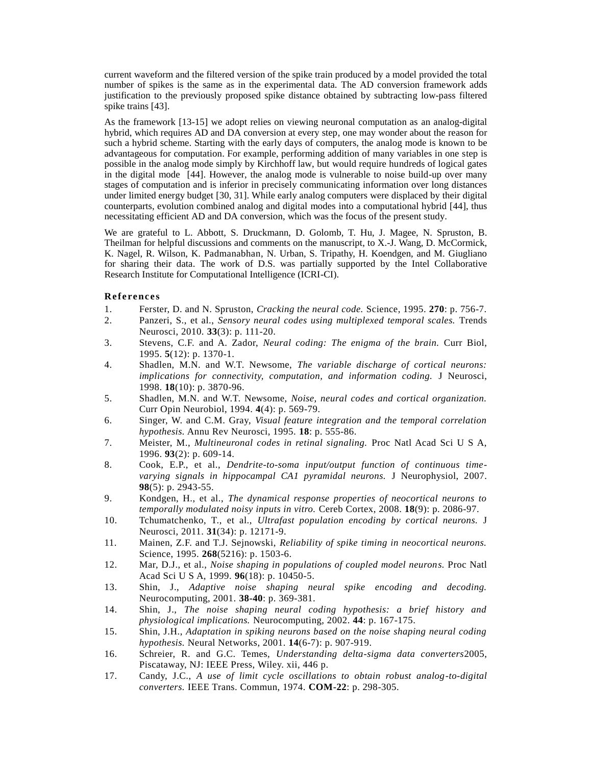current waveform and the filtered version of the spike train produced by a model provided the total number of spikes is the same as in the experimental data. The AD conversion framework adds justification to the previously proposed spike distance obtained by subtracting low-pass filtered spike trains [43].

As the framework [13-15] we adopt relies on viewing neuronal computation as an analog-digital hybrid, which requires AD and DA conversion at every step, one may wonder about the reason for such a hybrid scheme. Starting with the early days of computers, the analog mode is known to be advantageous for computation. For example, performing addition of many variables in one step is possible in the analog mode simply by Kirchhoff law, but would require hundreds of logical gates in the digital mode [44]. However, the analog mode is vulnerable to noise build-up over many stages of computation and is inferior in precisely communicating information over long distances under limited energy budget [30, 31]. While early analog computers were displaced by their digital counterparts, evolution combined analog and digital modes into a computational hybrid [44], thus necessitating efficient AD and DA conversion, which was the focus of the present study.

We are grateful to L. Abbott, S. Druckmann, D. Golomb, T. Hu, J. Magee, N. Spruston, B. Theilman for helpful discussions and comments on the manuscript, to X.-J. Wang, D. McCormick, K. Nagel, R. Wilson, K. Padmanabhan, N. Urban, S. Tripathy, H. Koendgen, and M. Giugliano for sharing their data. The work of D.S. was partially supported by the Intel Collaborative Research Institute for Computational Intelligence (ICRI-CI).

## References

1. Ferster, D. and N. Spruston, *Cracking the neural code.* Science, 1995. **270**: p. 756-7.
2. Panzeri, S., et al., *Sensory neural codes using multiplexed temporal scales.* Trends Neurosci, 2010. **33**(3): p. 111-20.
3. Stevens, C.F. and A. Zador, *Neural coding: The enigma of the brain.* Curr Biol, 1995. **5**(12): p. 1370-1.
4. Shadlen, M.N. and W.T. Newsome, *The variable discharge of cortical neurons: implications for connectivity, computation, and information coding.* J Neurosci, 1998. **18**(10): p. 3870-96.
5. Shadlen, M.N. and W.T. Newsome, *Noise, neural codes and cortical organization.* Curr Opin Neurobiol, 1994. **4**(4): p. 569-79.
6. Singer, W. and C.M. Gray, *Visual feature integration and the temporal correlation hypothesis.* Annu Rev Neurosci, 1995. **18**: p. 555-86.
7. Meister, M., *Multineuronal codes in retinal signaling.* Proc Natl Acad Sci U S A, 1996. **93**(2): p. 609-14.
8. Cook, E.P., et al., *Dendrite-to-soma input/output function of continuous time-varying signals in hippocampal CA1 pyramidal neurons.* J Neurophysiol, 2007. **98**(5): p. 2943-55.
9. Kondgen, H., et al., *The dynamical response properties of neocortical neurons to temporally modulated noisy inputs in vitro.* Cereb Cortex, 2008. **18**(9): p. 2086-97.
10. Tchumatchenko, T., et al., *Ultrafast population encoding by cortical neurons.* J Neurosci, 2011. **31**(34): p. 12171-9.
11. Mainen, Z.F. and T.J. Sejnowski, *Reliability of spike timing in neocortical neurons.* Science, 1995. **268**(5216): p. 1503-6.
12. Mar, D.J., et al., *Noise shaping in populations of coupled model neurons.* Proc Natl Acad Sci U S A, 1999. **96**(18): p. 10450-5.
13. Shin, J., *Adaptive noise shaping neural spike encoding and decoding.* Neurocomputing, 2001. **38-40**: p. 369-381.
14. Shin, J., *The noise shaping neural coding hypothesis: a brief history and physiological implications.* Neurocomputing, 2002. **44**: p. 167-175.
15. Shin, J.H., *Adaptation in spiking neurons based on the noise shaping neural coding hypothesis.* Neural Networks, 2001. **14**(6-7): p. 907-919.
16. Schreier, R. and G.C. Temes, *Understanding delta-sigma data converters*2005, Piscataway, NJ: IEEE Press, Wiley. xii, 446 p.
17. Candy, J.C., *A use of limit cycle oscillations to obtain robust analog-to-digital converters.* IEEE Trans. Commun, 1974. **COM-22**: p. 298-305.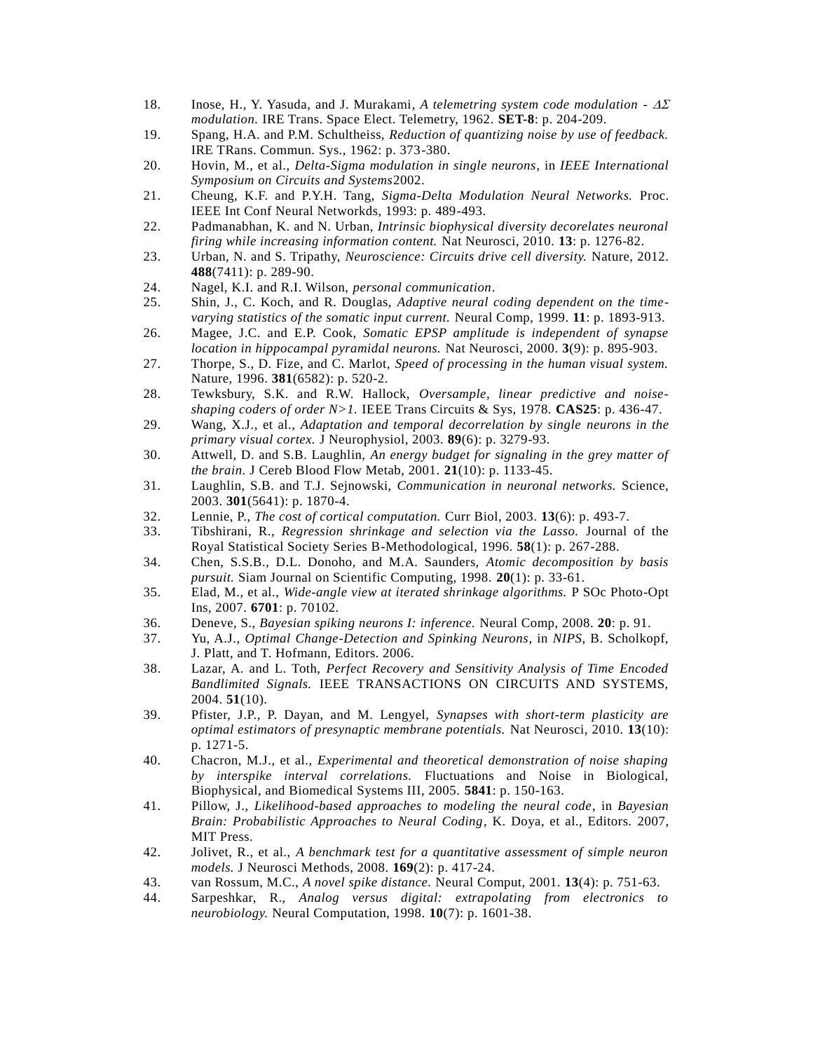18. Inose, H., Y. Yasuda, and J. Murakami, *A telemetring system code modulation - $\Delta\Sigma$ modulation.* IRE Trans. Space Elect. Telemetry, 1962. **SET-8**: p. 204-209.
19. Spang, H.A. and P.M. Schultheiss, *Reduction of quantizing noise by use of feedback.* IRE TRans. Commun. Sys., 1962: p. 373-380.
20. Hovin, M., et al., *Delta-Sigma modulation in single neurons*, in *IEEE International Symposium on Circuits and Systems*2002.
21. Cheung, K.F. and P.Y.H. Tang, *Sigma-Delta Modulation Neural Networks.* Proc. IEEE Int Conf Neural Networkds, 1993: p. 489-493.
22. Padmanabhan, K. and N. Urban, *Intrinsic biophysical diversity decorelates neuronal firing while increasing information content.* Nat Neurosci, 2010. **13**: p. 1276-82.
23. Urban, N. and S. Tripathy, *Neuroscience: Circuits drive cell diversity.* Nature, 2012. **488**(7411): p. 289-90.
24. Nagel, K.I. and R.I. Wilson, *personal communication*.
25. Shin, J., C. Koch, and R. Douglas, *Adaptive neural coding dependent on the time-varying statistics of the somatic input current.* Neural Comp, 1999. **11**: p. 1893-913.
26. Magee, J.C. and E.P. Cook, *Somatic EPSP amplitude is independent of synapse location in hippocampal pyramidal neurons.* Nat Neurosci, 2000. **3**(9): p. 895-903.
27. Thorpe, S., D. Fize, and C. Marlot, *Speed of processing in the human visual system.* Nature, 1996. **381**(6582): p. 520-2.
28. Tewksbury, S.K. and R.W. Hallock, *Oversample, linear predictive and noise-shaping coders of order N>1.* IEEE Trans Circuits & Sys, 1978. **CAS25**: p. 436-47.
29. Wang, X.J., et al., *Adaptation and temporal decorrelation by single neurons in the primary visual cortex.* J Neurophysiol, 2003. **89**(6): p. 3279-93.
30. Attwell, D. and S.B. Laughlin, *An energy budget for signaling in the grey matter of the brain.* J Cereb Blood Flow Metab, 2001. **21**(10): p. 1133-45.
31. Laughlin, S.B. and T.J. Sejnowski, *Communication in neuronal networks.* Science, 2003. **301**(5641): p. 1870-4.
32. Lennie, P., *The cost of cortical computation.* Curr Biol, 2003. **13**(6): p. 493-7.
33. Tibshirani, R., *Regression shrinkage and selection via the Lasso.* Journal of the Royal Statistical Society Series B-Methodological, 1996. **58**(1): p. 267-288.
34. Chen, S.S.B., D.L. Donoho, and M.A. Saunders, *Atomic decomposition by basis pursuit.* Siam Journal on Scientific Computing, 1998. **20**(1): p. 33-61.
35. Elad, M., et al., *Wide-angle view at iterated shrinkage algorithms.* P SOc Photo-Opt Ins, 2007. **6701**: p. 70102.
36. Deneve, S., *Bayesian spiking neurons I: inference.* Neural Comp, 2008. **20**: p. 91.
37. Yu, A.J., *Optimal Change-Detection and Spinking Neurons*, in *NIPS*, B. Scholkopf, J. Platt, and T. Hofmann, Editors. 2006.
38. Lazar, A. and L. Toth, *Perfect Recovery and Sensitivity Analysis of Time Encoded Bandlimited Signals.* IEEE TRANSACTIONS ON CIRCUITS AND SYSTEMS, 2004. **51**(10).
39. Pfister, J.P., P. Dayan, and M. Lengyel, *Synapses with short-term plasticity are optimal estimators of presynaptic membrane potentials.* Nat Neurosci, 2010. **13**(10): p. 1271-5.
40. Chacron, M.J., et al., *Experimental and theoretical demonstration of noise shaping by interspike interval correlations.* Fluctuations and Noise in Biological, Biophysical, and Biomedical Systems III, 2005. **5841**: p. 150-163.
41. Pillow, J., *Likelihood-based approaches to modeling the neural code*, in *Bayesian Brain: Probabilistic Approaches to Neural Coding*, K. Doya, et al., Editors. 2007, MIT Press.
42. Jolivet, R., et al., *A benchmark test for a quantitative assessment of simple neuron models.* J Neurosci Methods, 2008. **169**(2): p. 417-24.
43. van Rossum, M.C., *A novel spike distance.* Neural Comput, 2001. **13**(4): p. 751-63.
44. Sarpeshkar, R., *Analog versus digital: extrapolating from electronics to neurobiology.* Neural Computation, 1998. **10**(7): p. 1601-38.